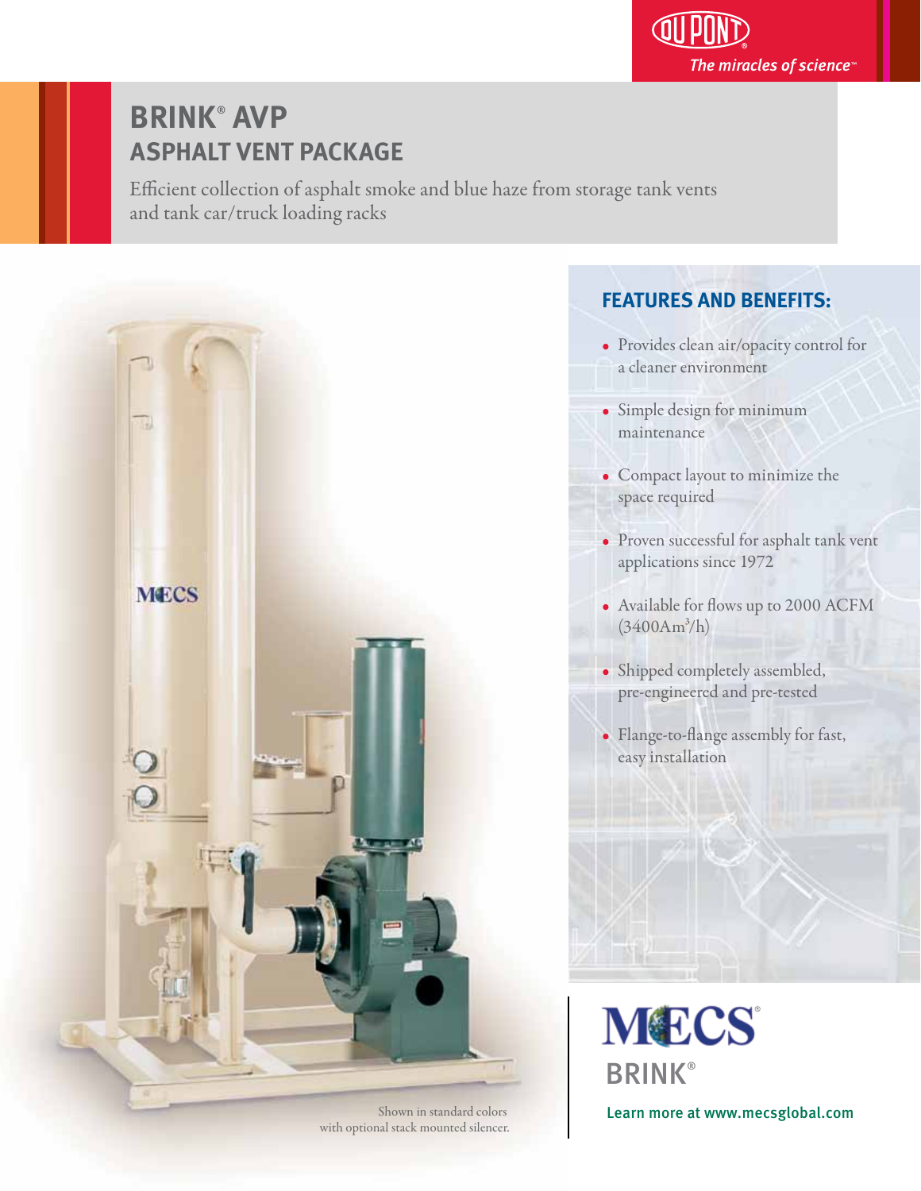DuPont
The miracles of science™

# BRINK® AVP
## ASPHALT VENT PACKAGE

Efficient collection of asphalt smoke and blue haze from storage tank vents and tank car/truck loading racks

Shown in standard colors with optional stack mounted silencer.

## FEATURES AND BENEFITS:

- Provides clean air/opacity control for a cleaner environment
- Simple design for minimum maintenance
- Compact layout to minimize the space required
- Proven successful for asphalt tank vent applications since 1972
- Available for flows up to 2000 ACFM ($3400 Am^3/h$)
- Shipped completely assembled, pre-engineered and pre-tested
- Flange-to-flange assembly for fast, easy installation

MECS®
BRINK®

Learn more at www.mecsglobal.com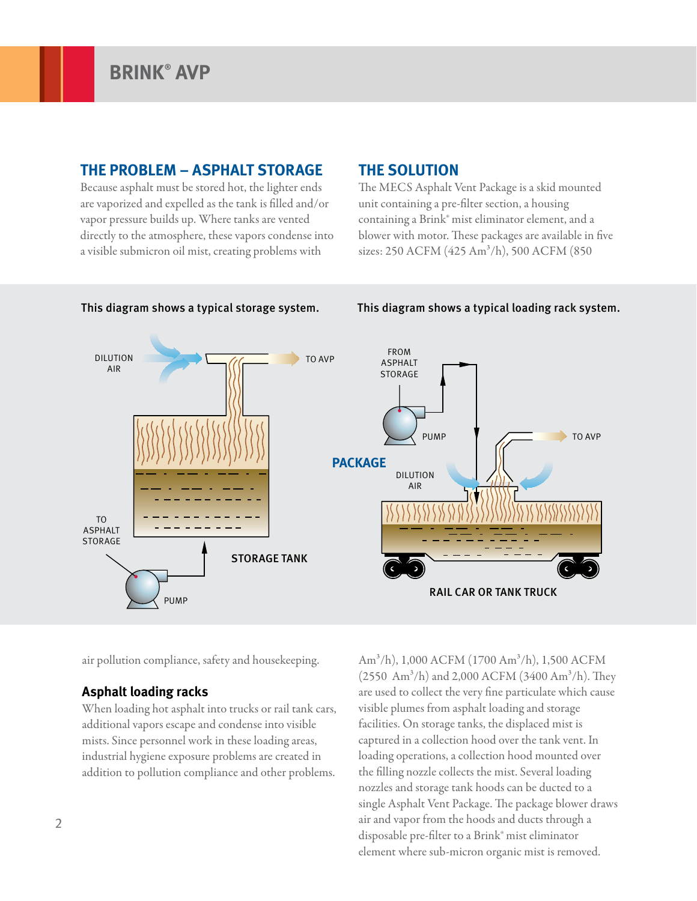## THE PROBLEM – ASPHALT STORAGE

Because asphalt must be stored hot, the lighter ends are vaporized and expelled as the tank is filled and/or vapor pressure builds up. Where tanks are vented directly to the atmosphere, these vapors condense into a visible submicron oil mist, creating problems with air pollution compliance, safety and housekeeping.

### Asphalt loading racks

When loading hot asphalt into trucks or rail tank cars, additional vapors escape and condense into visible mists. Since personnel work in these loading areas, industrial hygiene exposure problems are created in addition to pollution compliance and other problems.

## THE SOLUTION

The MECS Asphalt Vent Package is a skid mounted unit containing a pre-filter section, a housing containing a Brink® mist eliminator element, and a blower with motor. These packages are available in five sizes: 250 ACFM (425 $Am^3/h$), 500 ACFM (850 $Am^3/h$), 1,000 ACFM (1700 $Am^3/h$), 1,500 ACFM (2550 $Am^3/h$) and 2,000 ACFM (3400 $Am^3/h$). They are used to collect the very fine particulate which cause visible plumes from asphalt loading and storage facilities. On storage tanks, the displaced mist is captured in a collection hood over the tank vent. In loading operations, a collection hood mounted over the filling nozzle collects the mist. Several loading nozzles and storage tank hoods can be ducted to a single Asphalt Vent Package. The package blower draws air and vapor from the hoods and ducts through a disposable pre-filter to a Brink® mist eliminator element where sub-micron organic mist is removed.

This diagram shows a typical storage system.

DILUTION AIR — TO AVP — TO ASPHALT STORAGE — STORAGE TANK — PUMP

This diagram shows a typical loading rack system.

FROM ASPHALT STORAGE — PUMP — TO AVP — PACKAGE — DILUTION AIR — RAIL CAR OR TANK TRUCK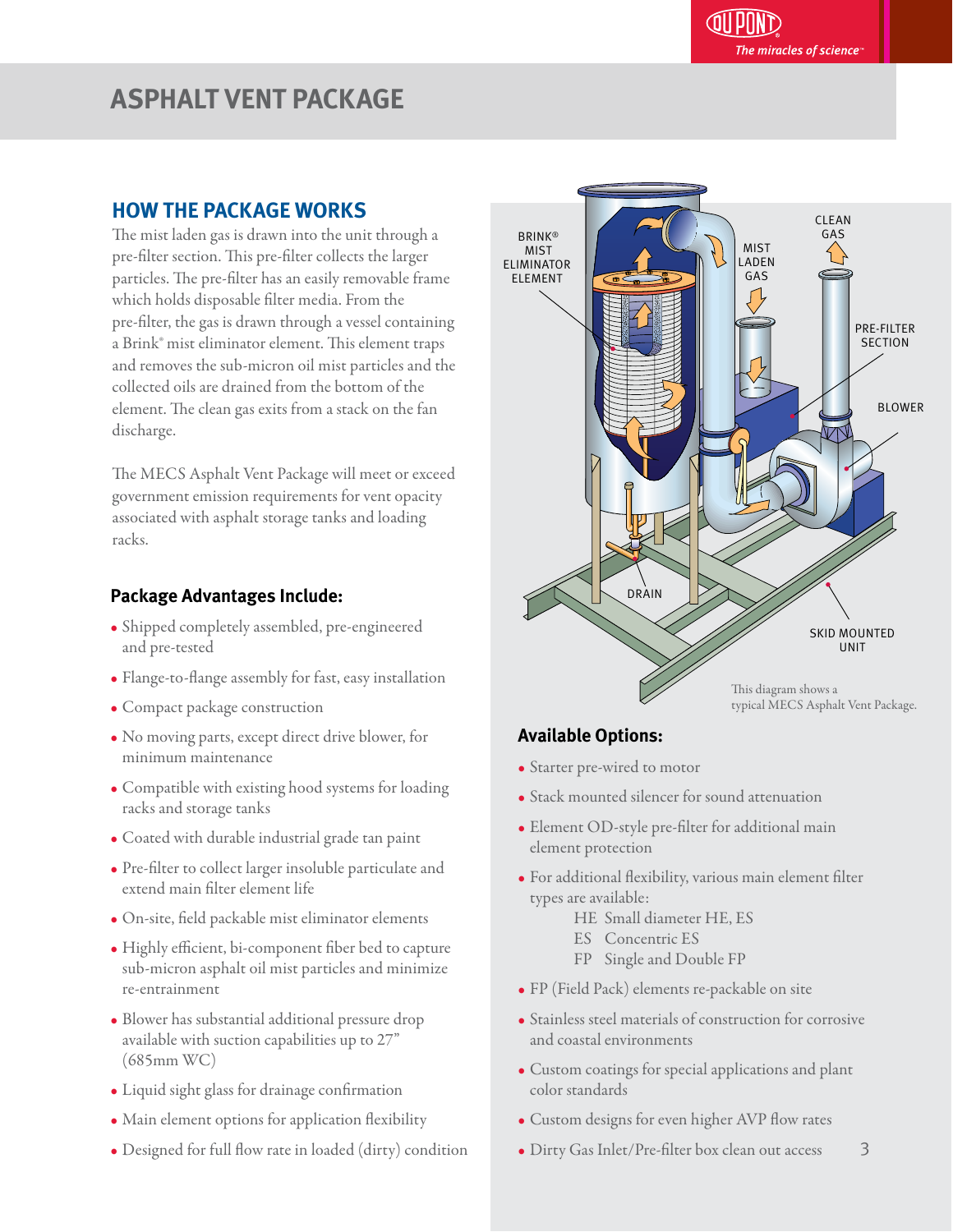# ASPHALT VENT PACKAGE

## HOW THE PACKAGE WORKS

The mist laden gas is drawn into the unit through a pre-filter section. This pre-filter collects the larger particles. The pre-filter has an easily removable frame which holds disposable filter media. From the pre-filter, the gas is drawn through a vessel containing a Brink® mist eliminator element. This element traps and removes the sub-micron oil mist particles and the collected oils are drained from the bottom of the element. The clean gas exits from a stack on the fan discharge.

The MECS Asphalt Vent Package will meet or exceed government emission requirements for vent opacity associated with asphalt storage tanks and loading racks.

### Package Advantages Include:

- Shipped completely assembled, pre-engineered and pre-tested
- Flange-to-flange assembly for fast, easy installation
- Compact package construction
- No moving parts, except direct drive blower, for minimum maintenance
- Compatible with existing hood systems for loading racks and storage tanks
- Coated with durable industrial grade tan paint
- Pre-filter to collect larger insoluble particulate and extend main filter element life
- On-site, field packable mist eliminator elements
- Highly efficient, bi-component fiber bed to capture sub-micron asphalt oil mist particles and minimize re-entrainment
- Blower has substantial additional pressure drop available with suction capabilities up to 27" (685mm WC)
- Liquid sight glass for drainage confirmation
- Main element options for application flexibility
- Designed for full flow rate in loaded (dirty) condition

BRINK® MIST ELIMINATOR ELEMENT

MIST LADEN GAS

CLEAN GAS

PRE-FILTER SECTION

BLOWER

DRAIN

SKID MOUNTED UNIT

This diagram shows a typical MECS Asphalt Vent Package.

### Available Options:

- Starter pre-wired to motor
- Stack mounted silencer for sound attenuation
- Element OD-style pre-filter for additional main element protection
- For additional flexibility, various main element filter types are available:
  - HE Small diameter HE, ES
  - ES Concentric ES
  - FP Single and Double FP
- FP (Field Pack) elements re-packable on site
- Stainless steel materials of construction for corrosive and coastal environments
- Custom coatings for special applications and plant color standards
- Custom designs for even higher AVP flow rates
- Dirty Gas Inlet/Pre-filter box clean out access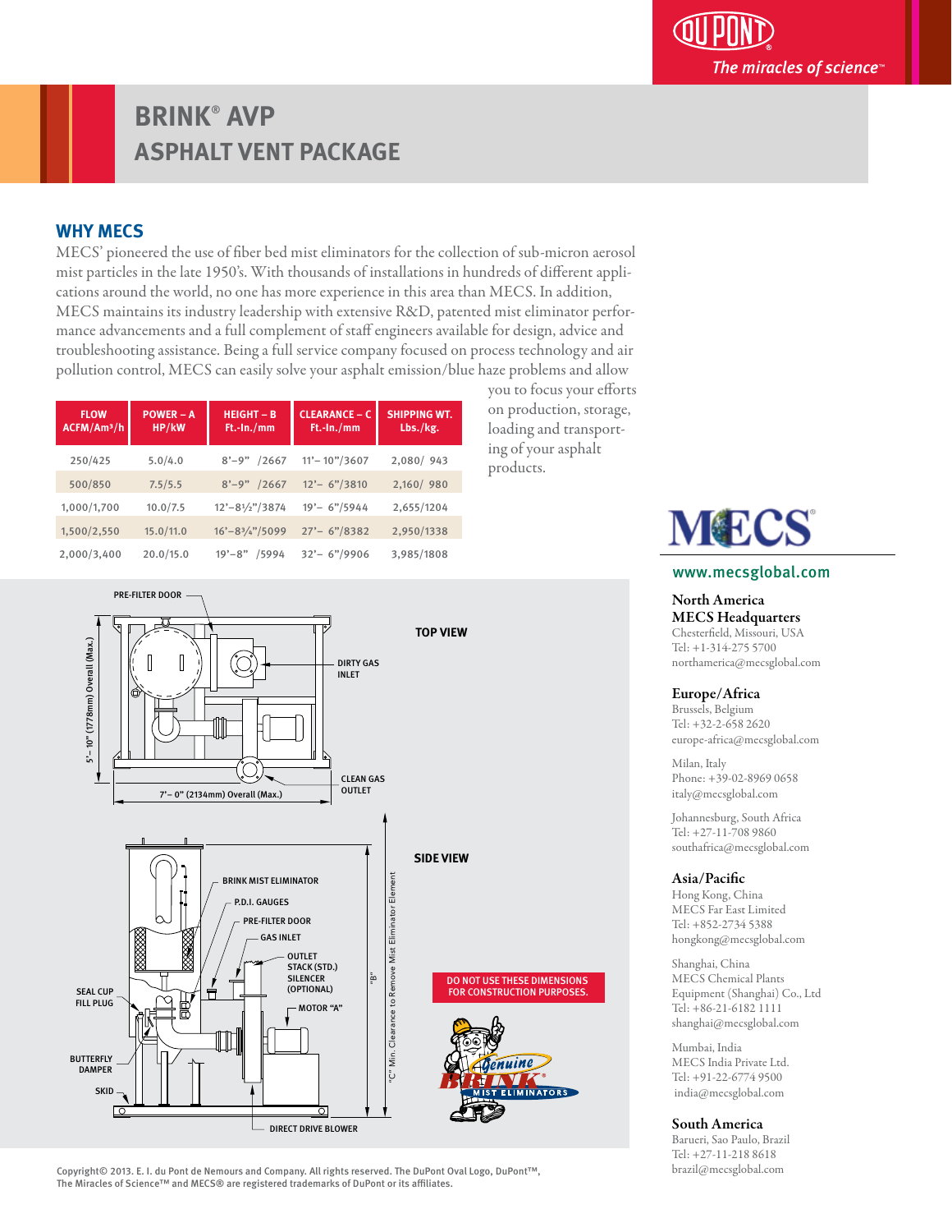# BRINK® AVP
## ASPHALT VENT PACKAGE

### WHY MECS

MECS' pioneered the use of fiber bed mist eliminators for the collection of sub-micron aerosol mist particles in the late 1950's. With thousands of installations in hundreds of different applications around the world, no one has more experience in this area than MECS. In addition, MECS maintains its industry leadership with extensive R&D, patented mist eliminator performance advancements and a full complement of staff engineers available for design, advice and troubleshooting assistance. Being a full service company focused on process technology and air pollution control, MECS can easily solve your asphalt emission/blue haze problems and allow you to focus your efforts on production, storage, loading and transporting of your asphalt products.

| FLOW ACFM/Am³/h | POWER – A HP/kW | HEIGHT – B Ft.-In./mm | CLEARANCE – C Ft.-In./mm | SHIPPING WT. Lbs./kg. |
|---|---|---|---|---|
| 250/425 | 5.0/4.0 | 8'–9" /2667 | 11'– 10"/3607 | 2,080/ 943 |
| 500/850 | 7.5/5.5 | 8'–9" /2667 | 12'– 6"/3810 | 2,160/ 980 |
| 1,000/1,700 | 10.0/7.5 | 12'–8½"/3874 | 19'– 6"/5944 | 2,655/1204 |
| 1,500/2,550 | 15.0/11.0 | 16'–8¾"/5099 | 27'– 6"/8382 | 2,950/1338 |
| 2,000/3,400 | 20.0/15.0 | 19'–8" /5994 | 32'– 6"/9906 | 3,985/1808 |

TOP VIEW

PRE-FILTER DOOR
DIRTY GAS INLET
CLEAN GAS OUTLET
5'– 10" (1778mm) Overall (Max.)
7'– 0" (2134mm) Overall (Max.)

SIDE VIEW

BRINK MIST ELIMINATOR
P.D.I. GAUGES
PRE-FILTER DOOR
GAS INLET
OUTLET STACK (STD.)
SILENCER (OPTIONAL)
MOTOR "A"
SEAL CUP FILL PLUG
BUTTERFLY DAMPER
SKID
DIRECT DRIVE BLOWER
"B"
"C" Min. Clearance to Remove Mist Eliminator Element

DO NOT USE THESE DIMENSIONS FOR CONSTRUCTION PURPOSES.

Genuine BRINK® MIST ELIMINATORS

MECS®

www.mecsglobal.com

**North America**
**MECS Headquarters**
Chesterfield, Missouri, USA
Tel: +1-314-275 5700
northamerica@mecsglobal.com

**Europe/Africa**
Brussels, Belgium
Tel: +32-2-658 2620
europe-africa@mecsglobal.com

Milan, Italy
Phone: +39-02-8969 0658
italy@mecsglobal.com

Johannesburg, South Africa
Tel: +27-11-708 9860
southafrica@mecsglobal.com

**Asia/Pacific**
Hong Kong, China
MECS Far East Limited
Tel: +852-2734 5388
hongkong@mecsglobal.com

Shanghai, China
MECS Chemical Plants Equipment (Shanghai) Co., Ltd
Tel: +86-21-6182 1111
shanghai@mecsglobal.com

Mumbai, India
MECS India Private Ltd.
Tel: +91-22-6774 9500
india@mecsglobal.com

**South America**
Barueri, Sao Paulo, Brazil
Tel: +27-11-218 8618
brazil@mecsglobal.com

Copyright© 2013. E. I. du Pont de Nemours and Company. All rights reserved. The DuPont Oval Logo, DuPont™, The Miracles of Science™ and MECS® are registered trademarks of DuPont or its affiliates.